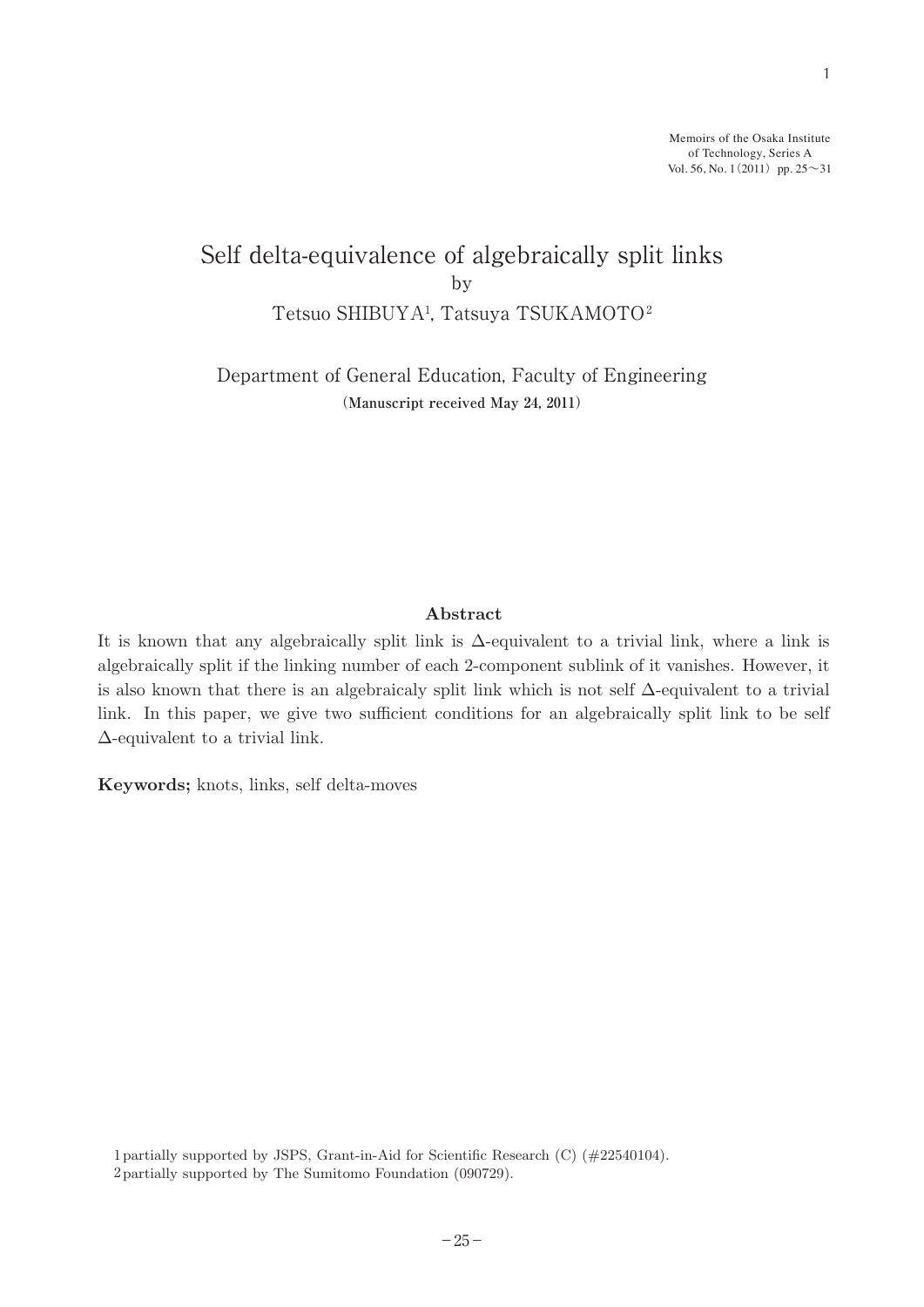# Self delta-equivalence of algebraically split links

by

Tetsuo SHIBUYA[1], Tatsuya TSUKAMOTO[2]

Department of General Education, Faculty of Engineering

(Manuscript received May 24, 2011)

### Abstract

It is known that any algebraically split link is $\Delta$-equivalent to a trivial link, where a link is algebraically split if the linking number of each 2-component sublink of it vanishes. However, it is also known that there is an algebraicaly split link which is not self $\Delta$-equivalent to a trivial link. In this paper, we give two sufficient conditions for an algebraically split link to be self $\Delta$-equivalent to a trivial link.

**Keywords;** knots, links, self delta-moves

1 partially supported by JSPS, Grant-in-Aid for Scientific Research (C) (#22540104).

2 partially supported by The Sumitomo Foundation (090729).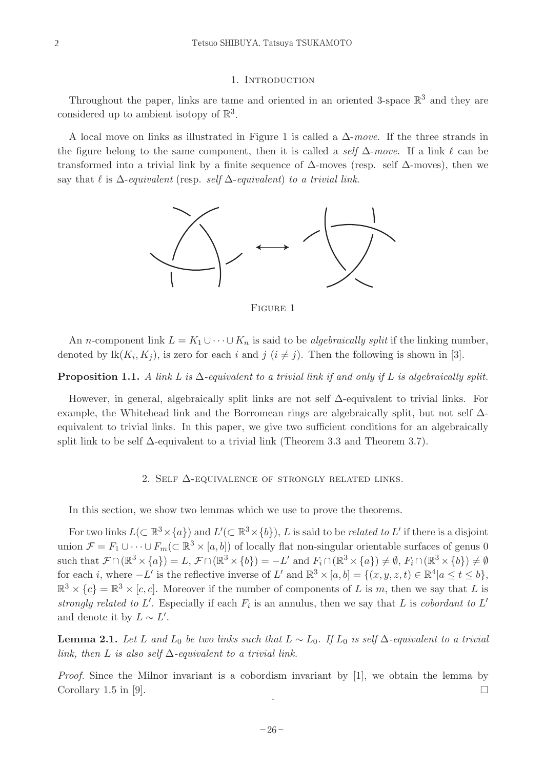## 1. Introduction

Throughout the paper, links are tame and oriented in an oriented 3-space $\mathbb{R}^3$ and they are considered up to ambient isotopy of $\mathbb{R}^3$.

A local move on links as illustrated in Figure 1 is called a *$\Delta$-move*. If the three strands in the figure belong to the same component, then it is called a *self $\Delta$-move*. If a link $\ell$ can be transformed into a trivial link by a finite sequence of $\Delta$-moves (resp. self $\Delta$-moves), then we say that $\ell$ is *$\Delta$-equivalent* (resp. *self $\Delta$-equivalent*) *to a trivial link*.

Figure 1

An $n$-component link $L = K_1 \cup \cdots \cup K_n$ is said to be *algebraically split* if the linking number, denoted by $\mathrm{lk}(K_i, K_j)$, is zero for each $i$ and $j$ ($i \neq j$). Then the following is shown in [3].

**Proposition 1.1.** *A link $L$ is $\Delta$-equivalent to a trivial link if and only if $L$ is algebraically split.*

However, in general, algebraically split links are not self $\Delta$-equivalent to trivial links. For example, the Whitehead link and the Borromean rings are algebraically split, but not self $\Delta$-equivalent to trivial links. In this paper, we give two sufficient conditions for an algebraically split link to be self $\Delta$-equivalent to a trivial link (Theorem 3.3 and Theorem 3.7).

## 2. Self $\Delta$-equivalence of strongly related links.

In this section, we show two lemmas which we use to prove the theorems.

For two links $L(\subset \mathbb{R}^3 \times \{a\})$ and $L'(\subset \mathbb{R}^3 \times \{b\})$, $L$ is said to be *related to* $L'$ if there is a disjoint union $\mathcal{F} = F_1 \cup \cdots \cup F_m (\subset \mathbb{R}^3 \times [a, b])$ of locally flat non-singular orientable surfaces of genus 0 such that $\mathcal{F} \cap (\mathbb{R}^3 \times \{a\}) = L$, $\mathcal{F} \cap (\mathbb{R}^3 \times \{b\}) = -L'$ and $F_i \cap (\mathbb{R}^3 \times \{a\}) \neq \emptyset$, $F_i \cap (\mathbb{R}^3 \times \{b\}) \neq \emptyset$ for each $i$, where $-L'$ is the reflective inverse of $L'$ and $\mathbb{R}^3 \times [a, b] = \{(x, y, z, t) \in \mathbb{R}^4 | a \leq t \leq b\}$, $\mathbb{R}^3 \times \{c\} = \mathbb{R}^3 \times [c, c]$. Moreover if the number of components of $L$ is $m$, then we say that $L$ is *strongly related to* $L'$. Especially if each $F_i$ is an annulus, then we say that $L$ is *cobordant to* $L'$ and denote it by $L \sim L'$.

**Lemma 2.1.** *Let $L$ and $L_0$ be two links such that $L \sim L_0$. If $L_0$ is self $\Delta$-equivalent to a trivial link, then $L$ is also self $\Delta$-equivalent to a trivial link.*

*Proof.* Since the Milnor invariant is a cobordism invariant by [1], we obtain the lemma by Corollary 1.5 in [9]. $\square$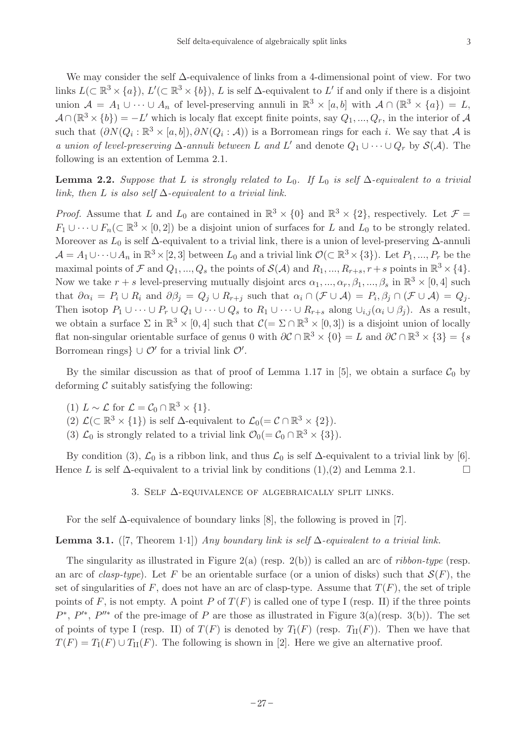We may consider the self $\Delta$-equivalence of links from a 4-dimensional point of view. For two links $L(\subset \mathbb{R}^3 \times \{a\})$, $L'(\subset \mathbb{R}^3 \times \{b\})$, $L$ is self $\Delta$-equivalent to $L'$ if and only if there is a disjoint union $\mathcal{A} = A_1 \cup \cdots \cup A_n$ of level-preserving annuli in $\mathbb{R}^3 \times [a, b]$ with $\mathcal{A} \cap (\mathbb{R}^3 \times \{a\}) = L$, $\mathcal{A} \cap (\mathbb{R}^3 \times \{b\}) = -L'$ which is localy flat except finite points, say $Q_1, ..., Q_r$, in the interior of $\mathcal{A}$ such that $(\partial N(Q_i : \mathbb{R}^3 \times [a, b]), \partial N(Q_i : \mathcal{A}))$ is a Borromean rings for each $i$. We say that $\mathcal{A}$ is *a union of level-preserving $\Delta$-annuli between $L$ and $L'$* and denote $Q_1 \cup \cdots \cup Q_r$ by $\mathcal{S}(\mathcal{A})$. The following is an extention of Lemma 2.1.

**Lemma 2.2.** *Suppose that $L$ is strongly related to $L_0$. If $L_0$ is self $\Delta$-equivalent to a trivial link, then $L$ is also self $\Delta$-equivalent to a trivial link.*

*Proof.* Assume that $L$ and $L_0$ are contained in $\mathbb{R}^3 \times \{0\}$ and $\mathbb{R}^3 \times \{2\}$, respectively. Let $\mathcal{F} = F_1 \cup \cdots \cup F_n (\subset \mathbb{R}^3 \times [0, 2])$ be a disjoint union of surfaces for $L$ and $L_0$ to be strongly related. Moreover as $L_0$ is self $\Delta$-equivalent to a trivial link, there is a union of level-preserving $\Delta$-annuli $\mathcal{A} = A_1 \cup \cdots \cup A_n$ in $\mathbb{R}^3 \times [2, 3]$ between $L_0$ and a trivial link $\mathcal{O}(\subset \mathbb{R}^3 \times \{3\})$. Let $P_1, ..., P_r$ be the maximal points of $\mathcal{F}$ and $Q_1, ..., Q_s$ the points of $\mathcal{S}(\mathcal{A})$ and $R_1, ..., R_{r+s}$, $r + s$ points in $\mathbb{R}^3 \times \{4\}$. Now we take $r + s$ level-preserving mutually disjoint arcs $\alpha_1, ..., \alpha_r, \beta_1, ..., \beta_s$ in $\mathbb{R}^3 \times [0, 4]$ such that $\partial \alpha_i = P_i \cup R_i$ and $\partial \beta_j = Q_j \cup R_{r+j}$ such that $\alpha_i \cap (\mathcal{F} \cup \mathcal{A}) = P_i, \beta_j \cap (\mathcal{F} \cup \mathcal{A}) = Q_j$. Then isotop $P_1 \cup \cdots \cup P_r \cup Q_1 \cup \cdots \cup Q_s$ to $R_1 \cup \cdots \cup R_{r+s}$ along $\cup_{i,j}(\alpha_i \cup \beta_j)$. As a result, we obtain a surface $\Sigma$ in $\mathbb{R}^3 \times [0, 4]$ such that $\mathcal{C}(= \Sigma \cap \mathbb{R}^3 \times [0, 3])$ is a disjoint union of locally flat non-singular orientable surface of genus 0 with $\partial \mathcal{C} \cap \mathbb{R}^3 \times \{0\} = L$ and $\partial \mathcal{C} \cap \mathbb{R}^3 \times \{3\} = \{s$ Borromean rings$\} \cup \mathcal{O}'$ for a trivial link $\mathcal{O}'$.

By the similar discussion as that of proof of Lemma 1.17 in [5], we obtain a surface $\mathcal{C}_0$ by deforming $\mathcal{C}$ suitably satisfying the following:

(1) $L \sim \mathcal{L}$ for $\mathcal{L} = \mathcal{C}_0 \cap \mathbb{R}^3 \times \{1\}$.
(2) $\mathcal{L}(\subset \mathbb{R}^3 \times \{1\})$ is self $\Delta$-equivalent to $\mathcal{L}_0(= \mathcal{C} \cap \mathbb{R}^3 \times \{2\})$.
(3) $\mathcal{L}_0$ is strongly related to a trivial link $\mathcal{O}_0(= \mathcal{C}_0 \cap \mathbb{R}^3 \times \{3\})$.

By condition (3), $\mathcal{L}_0$ is a ribbon link, and thus $\mathcal{L}_0$ is self $\Delta$-equivalent to a trivial link by [6]. Hence $L$ is self $\Delta$-equivalent to a trivial link by conditions (1),(2) and Lemma 2.1. $\square$

## 3. Self $\Delta$-equivalence of algebraically split links.

For the self $\Delta$-equivalence of boundary links [8], the following is proved in [7].

**Lemma 3.1.** ([7, Theorem 1·1]) *Any boundary link is self $\Delta$-equivalent to a trivial link.*

The singularity as illustrated in Figure 2(a) (resp. 2(b)) is called an arc of *ribbon-type* (resp. an arc of *clasp-type*). Let $F$ be an orientable surface (or a union of disks) such that $\mathcal{S}(F)$, the set of singularities of $F$, does not have an arc of clasp-type. Assume that $T(F)$, the set of triple points of $F$, is not empty. A point $P$ of $T(F)$ is called one of type I (resp. II) if the three points $P^*$, $P'^*$, $P''^*$ of the pre-image of $P$ are those as illustrated in Figure 3(a)(resp. 3(b)). The set of points of type I (resp. II) of $T(F)$ is denoted by $T_{\mathrm{I}}(F)$ (resp. $T_{\mathrm{II}}(F)$). Then we have that $T(F) = T_{\mathrm{I}}(F) \cup T_{\mathrm{II}}(F)$. The following is shown in [2]. Here we give an alternative proof.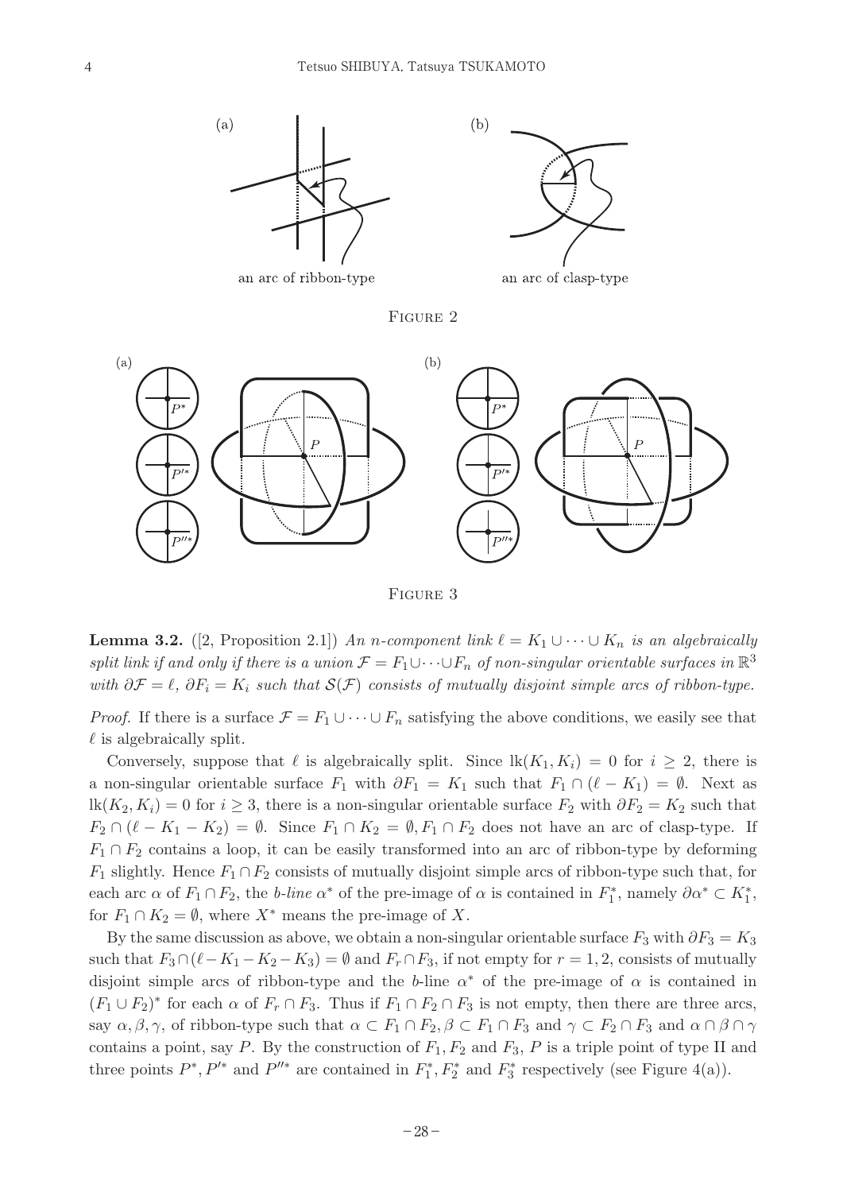an arc of ribbon-type

an arc of clasp-type

FIGURE 2

FIGURE 3

**Lemma 3.2.** ([2, Proposition 2.1]) *An $n$-component link $\ell = K_1 \cup \cdots \cup K_n$ is an algebraically split link if and only if there is a union $\mathcal{F} = F_1 \cup \cdots \cup F_n$ of non-singular orientable surfaces in $\mathbb{R}^3$ with $\partial \mathcal{F} = \ell$, $\partial F_i = K_i$ such that $\mathcal{S}(\mathcal{F})$ consists of mutually disjoint simple arcs of ribbon-type.*

*Proof.* If there is a surface $\mathcal{F} = F_1 \cup \cdots \cup F_n$ satisfying the above conditions, we easily see that $\ell$ is algebraically split.

Conversely, suppose that $\ell$ is algebraically split. Since $\mathrm{lk}(K_1, K_i) = 0$ for $i \geq 2$, there is a non-singular orientable surface $F_1$ with $\partial F_1 = K_1$ such that $F_1 \cap (\ell - K_1) = \emptyset$. Next as $\mathrm{lk}(K_2, K_i) = 0$ for $i \geq 3$, there is a non-singular orientable surface $F_2$ with $\partial F_2 = K_2$ such that $F_2 \cap (\ell - K_1 - K_2) = \emptyset$. Since $F_1 \cap K_2 = \emptyset, F_1 \cap F_2$ does not have an arc of clasp-type. If $F_1 \cap F_2$ contains a loop, it can be easily transformed into an arc of ribbon-type by deforming $F_1$ slightly. Hence $F_1 \cap F_2$ consists of mutually disjoint simple arcs of ribbon-type such that, for each arc $\alpha$ of $F_1 \cap F_2$, the *b-line* $\alpha^*$ of the pre-image of $\alpha$ is contained in $F_1^*$, namely $\partial \alpha^* \subset K_1^*$, for $F_1 \cap K_2 = \emptyset$, where $X^*$ means the pre-image of $X$.

By the same discussion as above, we obtain a non-singular orientable surface $F_3$ with $\partial F_3 = K_3$ such that $F_3 \cap (\ell - K_1 - K_2 - K_3) = \emptyset$ and $F_r \cap F_3$, if not empty for $r = 1, 2$, consists of mutually disjoint simple arcs of ribbon-type and the *b*-line $\alpha^*$ of the pre-image of $\alpha$ is contained in $(F_1 \cup F_2)^*$ for each $\alpha$ of $F_r \cap F_3$. Thus if $F_1 \cap F_2 \cap F_3$ is not empty, then there are three arcs, say $\alpha, \beta, \gamma$, of ribbon-type such that $\alpha \subset F_1 \cap F_2, \beta \subset F_1 \cap F_3$ and $\gamma \subset F_2 \cap F_3$ and $\alpha \cap \beta \cap \gamma$ contains a point, say $P$. By the construction of $F_1, F_2$ and $F_3$, $P$ is a triple point of type II and three points $P^*, P'^*$ and $P''^*$ are contained in $F_1^*, F_2^*$ and $F_3^*$ respectively (see Figure 4(a)).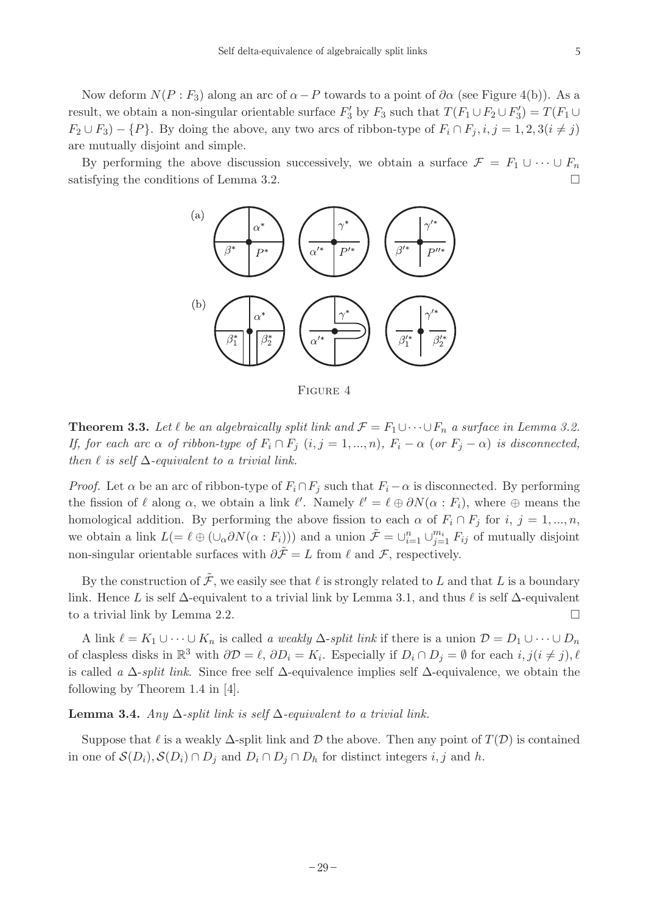Now deform $N(P : F_3)$ along an arc of $\alpha - P$ towards to a point of $\partial\alpha$ (see Figure 4(b)). As a result, we obtain a non-singular orientable surface $F_3'$ by $F_3$ such that $T(F_1 \cup F_2 \cup F_3') = T(F_1 \cup F_2 \cup F_3) - \{P\}$. By doing the above, any two arcs of ribbon-type of $F_i \cap F_j, i, j = 1, 2, 3 (i \neq j)$ are mutually disjoint and simple.

By performing the above discussion successively, we obtain a surface $\mathcal{F} = F_1 \cup \cdots \cup F_n$ satisfying the conditions of Lemma 3.2. □

Figure 4

**Theorem 3.3.** *Let $\ell$ be an algebraically split link and $\mathcal{F} = F_1 \cup \cdots \cup F_n$ a surface in Lemma 3.2. If, for each arc $\alpha$ of ribbon-type of $F_i \cap F_j$ $(i, j = 1, ..., n)$, $F_i - \alpha$ (or $F_j - \alpha$) is disconnected, then $\ell$ is self $\Delta$-equivalent to a trivial link.*

*Proof.* Let $\alpha$ be an arc of ribbon-type of $F_i \cap F_j$ such that $F_i - \alpha$ is disconnected. By performing the fission of $\ell$ along $\alpha$, we obtain a link $\ell'$. Namely $\ell' = \ell \oplus \partial N(\alpha : F_i)$, where $\oplus$ means the homological addition. By performing the above fission to each $\alpha$ of $F_i \cap F_j$ for $i, j = 1, ..., n$, we obtain a link $L(= \ell \oplus (\cup_\alpha \partial N(\alpha : F_i)))$ and a union $\tilde{\mathcal{F}} = \cup_{i=1}^n \cup_{j=1}^{m_i} F_{ij}$ of mutually disjoint non-singular orientable surfaces with $\partial\tilde{\mathcal{F}} = L$ from $\ell$ and $\mathcal{F}$, respectively.

By the construction of $\tilde{\mathcal{F}}$, we easily see that $\ell$ is strongly related to $L$ and that $L$ is a boundary link. Hence $L$ is self $\Delta$-equivalent to a trivial link by Lemma 3.1, and thus $\ell$ is self $\Delta$-equivalent to a trivial link by Lemma 2.2. □

A link $\ell = K_1 \cup \cdots \cup K_n$ is called *a weakly $\Delta$-split link* if there is a union $\mathcal{D} = D_1 \cup \cdots \cup D_n$ of claspless disks in $\mathbb{R}^3$ with $\partial\mathcal{D} = \ell$, $\partial D_i = K_i$. Especially if $D_i \cap D_j = \emptyset$ for each $i, j (i \neq j)$, $\ell$ is called *a $\Delta$-split link*. Since free self $\Delta$-equivalence implies self $\Delta$-equivalence, we obtain the following by Theorem 1.4 in [4].

**Lemma 3.4.** *Any $\Delta$-split link is self $\Delta$-equivalent to a trivial link.*

Suppose that $\ell$ is a weakly $\Delta$-split link and $\mathcal{D}$ the above. Then any point of $T(\mathcal{D})$ is contained in one of $\mathcal{S}(D_i), \mathcal{S}(D_i) \cap D_j$ and $D_i \cap D_j \cap D_h$ for distinct integers $i, j$ and $h$.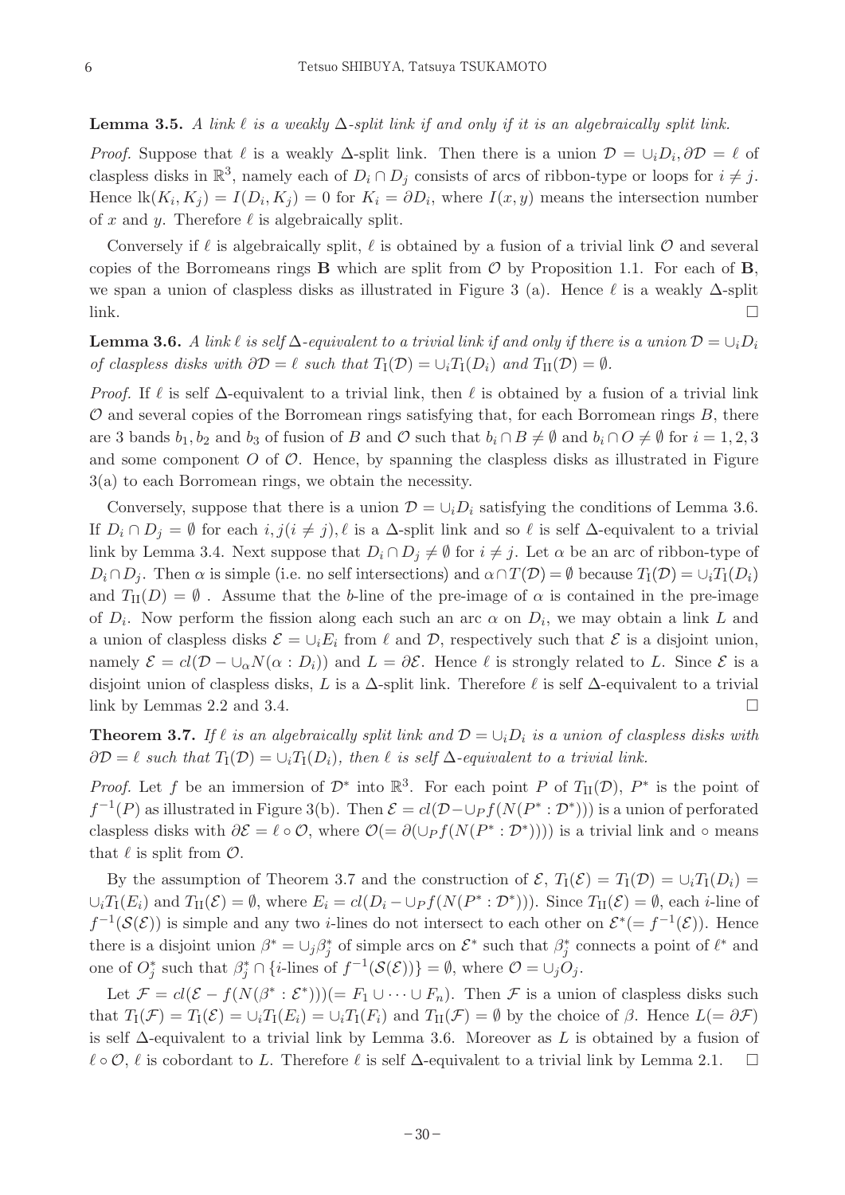**Lemma 3.5.** *A link $\ell$ is a weakly $\Delta$-split link if and only if it is an algebraically split link.*

*Proof.* Suppose that $\ell$ is a weakly $\Delta$-split link. Then there is a union $\mathcal{D} = \cup_i D_i, \partial\mathcal{D} = \ell$ of claspless disks in $\mathbb{R}^3$, namely each of $D_i \cap D_j$ consists of arcs of ribbon-type or loops for $i \neq j$. Hence $\mathrm{lk}(K_i, K_j) = I(D_i, K_j) = 0$ for $K_i = \partial D_i$, where $I(x, y)$ means the intersection number of $x$ and $y$. Therefore $\ell$ is algebraically split.

Conversely if $\ell$ is algebraically split, $\ell$ is obtained by a fusion of a trivial link $\mathcal{O}$ and several copies of the Borromeans rings $\mathbf{B}$ which are split from $\mathcal{O}$ by Proposition 1.1. For each of $\mathbf{B}$, we span a union of claspless disks as illustrated in Figure 3 (a). Hence $\ell$ is a weakly $\Delta$-split link. □

**Lemma 3.6.** *A link $\ell$ is self $\Delta$-equivalent to a trivial link if and only if there is a union $\mathcal{D} = \cup_i D_i$ of claspless disks with $\partial\mathcal{D} = \ell$ such that $T_{\mathrm{I}}(\mathcal{D}) = \cup_i T_{\mathrm{I}}(D_i)$ and $T_{\mathrm{II}}(\mathcal{D}) = \emptyset$.*

*Proof.* If $\ell$ is self $\Delta$-equivalent to a trivial link, then $\ell$ is obtained by a fusion of a trivial link $\mathcal{O}$ and several copies of the Borromean rings satisfying that, for each Borromean rings $B$, there are 3 bands $b_1, b_2$ and $b_3$ of fusion of $B$ and $\mathcal{O}$ such that $b_i \cap B \neq \emptyset$ and $b_i \cap O \neq \emptyset$ for $i = 1, 2, 3$ and some component $O$ of $\mathcal{O}$. Hence, by spanning the claspless disks as illustrated in Figure 3(a) to each Borromean rings, we obtain the necessity.

Conversely, suppose that there is a union $\mathcal{D} = \cup_i D_i$ satisfying the conditions of Lemma 3.6. If $D_i \cap D_j = \emptyset$ for each $i, j (i \neq j)$, $\ell$ is a $\Delta$-split link and so $\ell$ is self $\Delta$-equivalent to a trivial link by Lemma 3.4. Next suppose that $D_i \cap D_j \neq \emptyset$ for $i \neq j$. Let $\alpha$ be an arc of ribbon-type of $D_i \cap D_j$. Then $\alpha$ is simple (i.e. no self intersections) and $\alpha \cap T(\mathcal{D}) = \emptyset$ because $T_{\mathrm{I}}(\mathcal{D}) = \cup_i T_{\mathrm{I}}(D_i)$ and $T_{\mathrm{II}}(D) = \emptyset$ . Assume that the $b$-line of the pre-image of $\alpha$ is contained in the pre-image of $D_i$. Now perform the fission along each such an arc $\alpha$ on $D_i$, we may obtain a link $L$ and a union of claspless disks $\mathcal{E} = \cup_i E_i$ from $\ell$ and $\mathcal{D}$, respectively such that $\mathcal{E}$ is a disjoint union, namely $\mathcal{E} = cl(\mathcal{D} - \cup_\alpha N(\alpha : D_i))$ and $L = \partial\mathcal{E}$. Hence $\ell$ is strongly related to $L$. Since $\mathcal{E}$ is a disjoint union of claspless disks, $L$ is a $\Delta$-split link. Therefore $\ell$ is self $\Delta$-equivalent to a trivial link by Lemmas 2.2 and 3.4. □

**Theorem 3.7.** *If $\ell$ is an algebraically split link and $\mathcal{D} = \cup_i D_i$ is a union of claspless disks with $\partial\mathcal{D} = \ell$ such that $T_{\mathrm{I}}(\mathcal{D}) = \cup_i T_{\mathrm{I}}(D_i)$, then $\ell$ is self $\Delta$-equivalent to a trivial link.*

*Proof.* Let $f$ be an immersion of $\mathcal{D}^*$ into $\mathbb{R}^3$. For each point $P$ of $T_{\mathrm{II}}(\mathcal{D})$, $P^*$ is the point of $f^{-1}(P)$ as illustrated in Figure 3(b). Then $\mathcal{E} = cl(\mathcal{D} - \cup_P f(N(P^* : \mathcal{D}^*)))$ is a union of perforated claspless disks with $\partial\mathcal{E} = \ell \circ \mathcal{O}$, where $\mathcal{O}(= \partial(\cup_P f(N(P^* : \mathcal{D}^*))))$ is a trivial link and $\circ$ means that $\ell$ is split from $\mathcal{O}$.

By the assumption of Theorem 3.7 and the construction of $\mathcal{E}$, $T_{\mathrm{I}}(\mathcal{E}) = T_{\mathrm{I}}(\mathcal{D}) = \cup_i T_{\mathrm{I}}(D_i) = \cup_i T_{\mathrm{I}}(E_i)$ and $T_{\mathrm{II}}(\mathcal{E}) = \emptyset$, where $E_i = cl(D_i - \cup_P f(N(P^* : \mathcal{D}^*)))$. Since $T_{\mathrm{II}}(\mathcal{E}) = \emptyset$, each $i$-line of $f^{-1}(\mathcal{S}(\mathcal{E}))$ is simple and any two $i$-lines do not intersect to each other on $\mathcal{E}^*(= f^{-1}(\mathcal{E}))$. Hence there is a disjoint union $\beta^* = \cup_j \beta_j^*$ of simple arcs on $\mathcal{E}^*$ such that $\beta_j^*$ connects a point of $\ell^*$ and one of $O_j^*$ such that $\beta_j^* \cap \{i\text{-lines of } f^{-1}(\mathcal{S}(\mathcal{E}))\} = \emptyset$, where $\mathcal{O} = \cup_j O_j$.

Let $\mathcal{F} = cl(\mathcal{E} - f(N(\beta^* : \mathcal{E}^*)))(= F_1 \cup \cdots \cup F_n)$. Then $\mathcal{F}$ is a union of claspless disks such that $T_{\mathrm{I}}(\mathcal{F}) = T_{\mathrm{I}}(\mathcal{E}) = \cup_i T_{\mathrm{I}}(E_i) = \cup_i T_{\mathrm{I}}(F_i)$ and $T_{\mathrm{II}}(\mathcal{F}) = \emptyset$ by the choice of $\beta$. Hence $L(= \partial\mathcal{F})$ is self $\Delta$-equivalent to a trivial link by Lemma 3.6. Moreover as $L$ is obtained by a fusion of $\ell \circ \mathcal{O}$, $\ell$ is cobordant to $L$. Therefore $\ell$ is self $\Delta$-equivalent to a trivial link by Lemma 2.1. □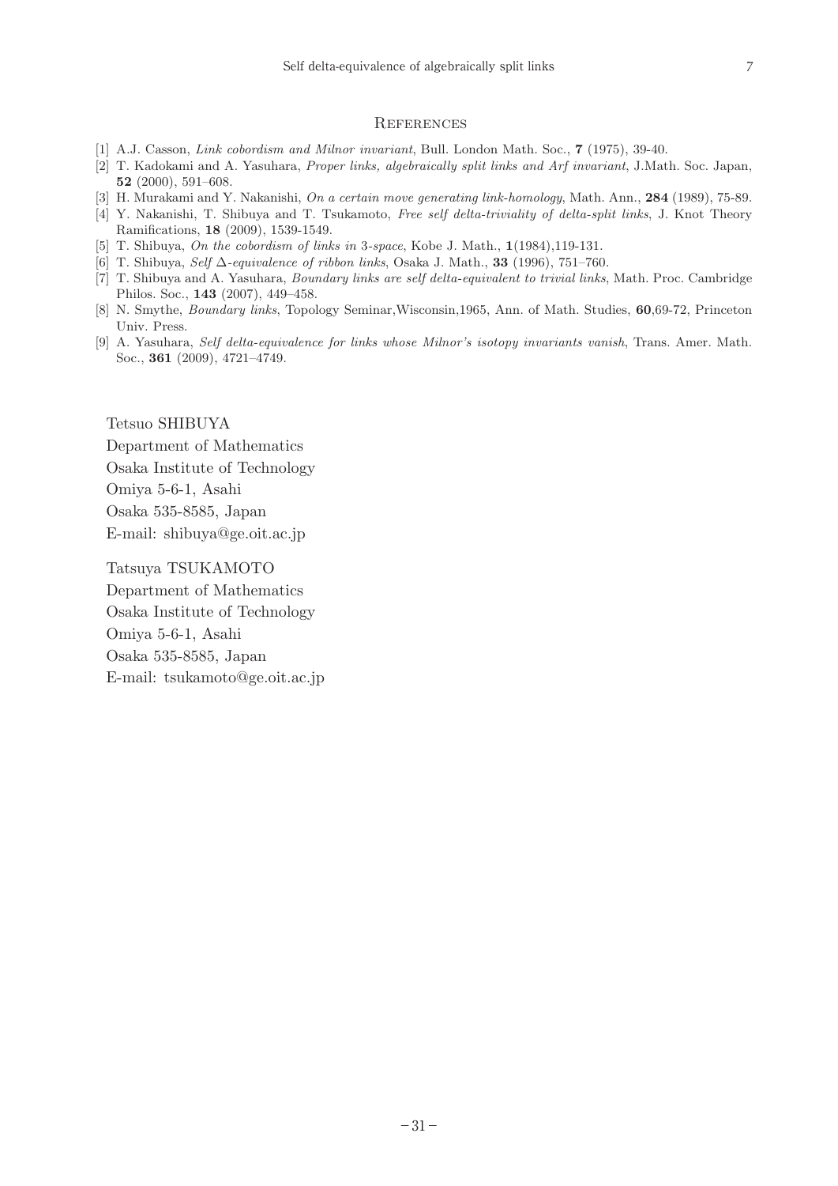## References

[1] A.J. Casson, *Link cobordism and Milnor invariant*, Bull. London Math. Soc., **7** (1975), 39-40.

[2] T. Kadokami and A. Yasuhara, *Proper links, algebraically split links and Arf invariant*, J.Math. Soc. Japan, **52** (2000), 591–608.

[3] H. Murakami and Y. Nakanishi, *On a certain move generating link-homology*, Math. Ann., **284** (1989), 75-89.

[4] Y. Nakanishi, T. Shibuya and T. Tsukamoto, *Free self delta-triviality of delta-split links*, J. Knot Theory Ramifications, **18** (2009), 1539-1549.

[5] T. Shibuya, *On the cobordism of links in* 3*-space*, Kobe J. Math., **1**(1984),119-131.

[6] T. Shibuya, *Self* $\Delta$*-equivalence of ribbon links*, Osaka J. Math., **33** (1996), 751–760.

[7] T. Shibuya and A. Yasuhara, *Boundary links are self delta-equivalent to trivial links*, Math. Proc. Cambridge Philos. Soc., **143** (2007), 449–458.

[8] N. Smythe, *Boundary links*, Topology Seminar,Wisconsin,1965, Ann. of Math. Studies, **60**,69-72, Princeton Univ. Press.

[9] A. Yasuhara, *Self delta-equivalence for links whose Milnor's isotopy invariants vanish*, Trans. Amer. Math. Soc., **361** (2009), 4721–4749.

Tetsuo SHIBUYA
Department of Mathematics
Osaka Institute of Technology
Omiya 5-6-1, Asahi
Osaka 535-8585, Japan
E-mail: shibuya@ge.oit.ac.jp

Tatsuya TSUKAMOTO
Department of Mathematics
Osaka Institute of Technology
Omiya 5-6-1, Asahi
Osaka 535-8585, Japan
E-mail: tsukamoto@ge.oit.ac.jp